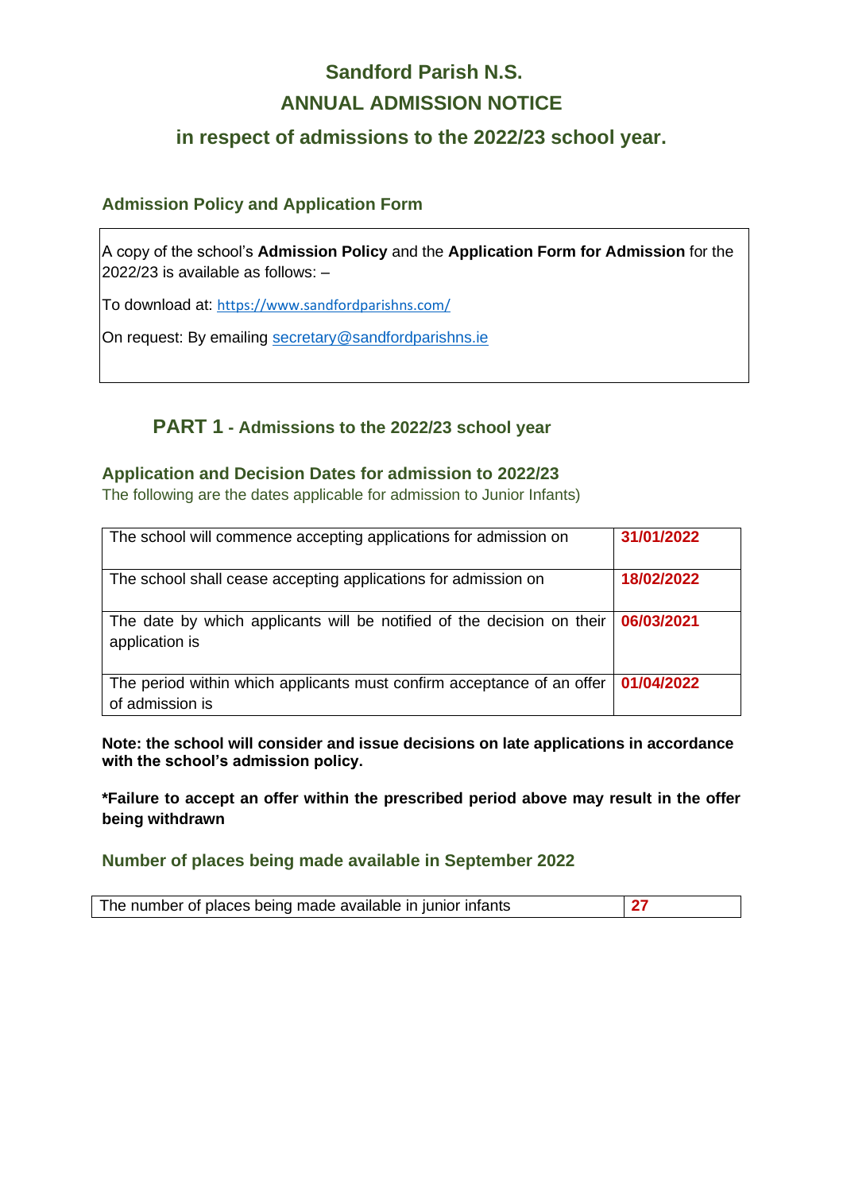# Sandford Parish N.S.

# ANNUAL ADMISSION NOTICE

## in respect of admissions to the 2022/23 school year.

### Admission Policy and Application Form

A copy of the school's **Admission Policy** and the **Application Form for Admission** for the 2022/23 is available as follows: –

To download at: https://www.sandfordparishns.com/

On request: By emailing secretary@sandfordparishns.ie

## PART 1 - Admissions to the 2022/23 school year

### Application and Decision Dates for admission to 2022/23

The following are the dates applicable for admission to Junior Infants)

| | |
|---|---|
| The school will commence accepting applications for admission on | **31/01/2022** |
| The school shall cease accepting applications for admission on | **18/02/2022** |
| The date by which applicants will be notified of the decision on their application is | **06/03/2021** |
| The period within which applicants must confirm acceptance of an offer of admission is | **01/04/2022** |

**Note: the school will consider and issue decisions on late applications in accordance with the school's admission policy.**

***Failure to accept an offer within the prescribed period above may result in the offer being withdrawn**

### Number of places being made available in September 2022

| | |
|---|---|
| The number of places being made available in junior infants | **27** |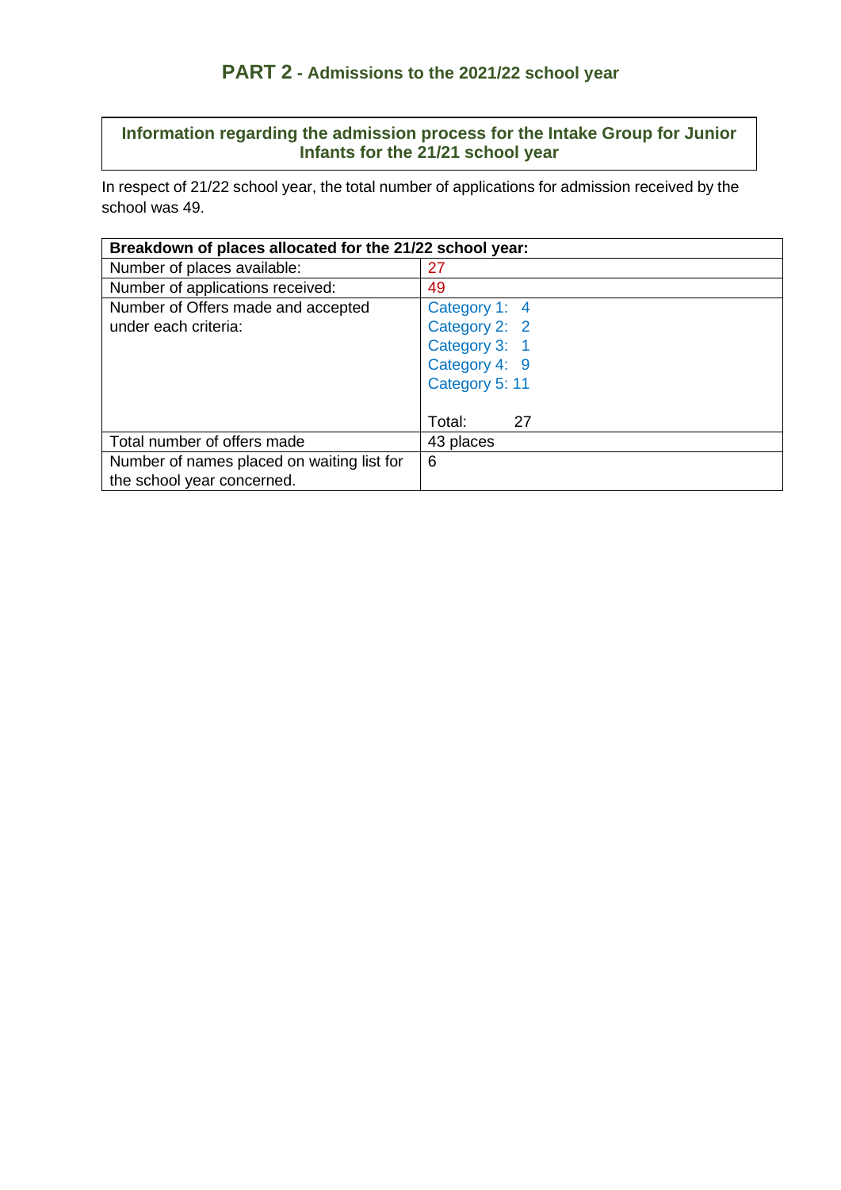## PART 2 - Admissions to the 2021/22 school year

**Information regarding the admission process for the Intake Group for Junior Infants for the 21/21 school year**

In respect of 21/22 school year, the total number of applications for admission received by the school was 49.

| Breakdown of places allocated for the 21/22 school year: | |
|---|---|
| Number of places available: | 27 |
| Number of applications received: | 49 |
| Number of Offers made and accepted under each criteria: | Category 1: 4<br>Category 2: 2<br>Category 3: 1<br>Category 4: 9<br>Category 5: 11<br><br>Total: 27 |
| Total number of offers made | 43 places |
| Number of names placed on waiting list for the school year concerned. | 6 |